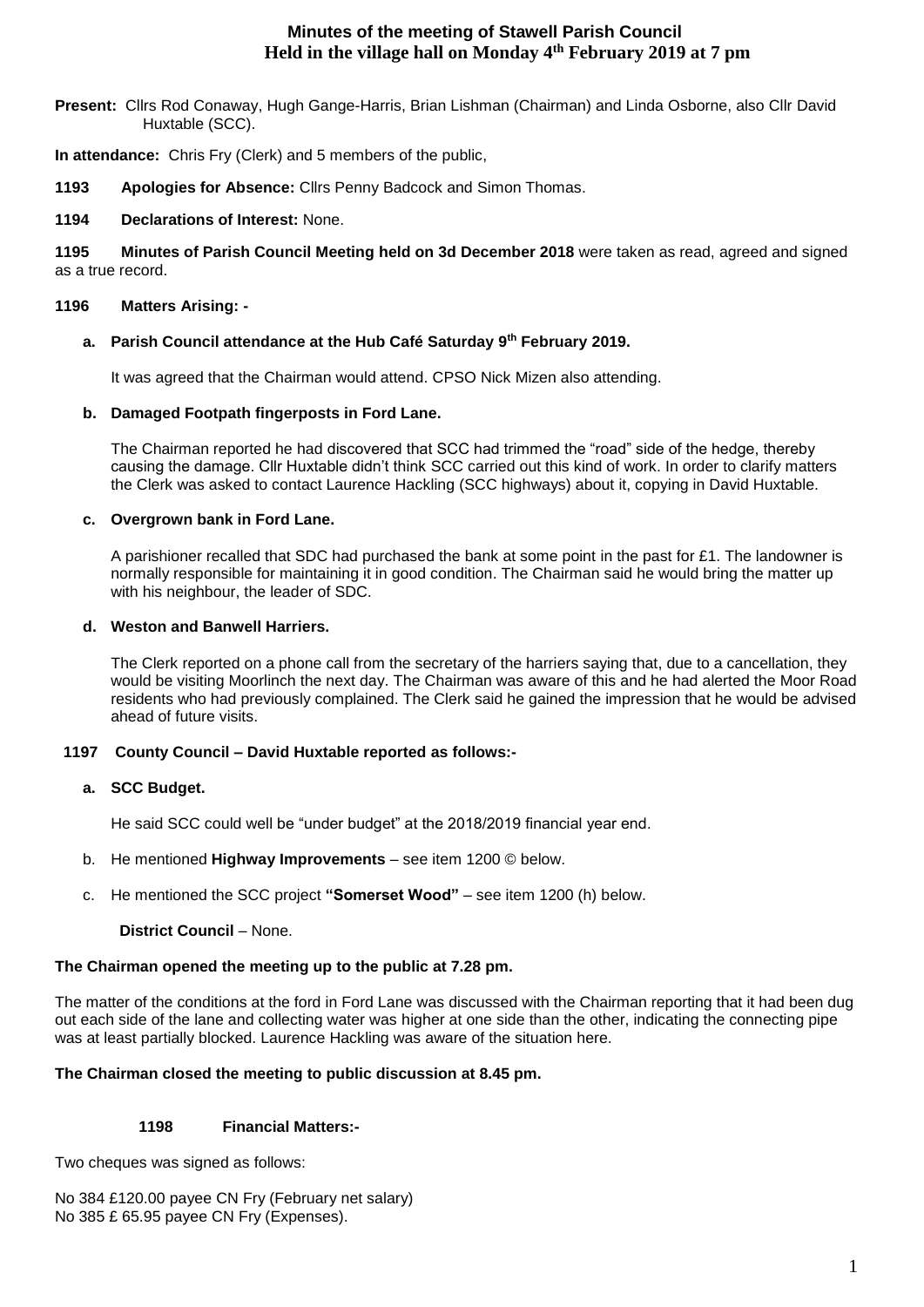# Minutes of the meeting of Stawell Parish Council
## Held in the village hall on Monday 4th February 2019 at 7 pm

**Present:** Cllrs Rod Conaway, Hugh Gange-Harris, Brian Lishman (Chairman) and Linda Osborne, also Cllr David Huxtable (SCC).

**In attendance:** Chris Fry (Clerk) and 5 members of the public,

**1193 Apologies for Absence:** Cllrs Penny Badcock and Simon Thomas.

**1194 Declarations of Interest:** None.

**1195 Minutes of Parish Council Meeting held on 3d December 2018** were taken as read, agreed and signed as a true record.

**1196 Matters Arising: -**

**a. Parish Council attendance at the Hub Café Saturday 9th February 2019.**

It was agreed that the Chairman would attend. CPSO Nick Mizen also attending.

**b. Damaged Footpath fingerposts in Ford Lane.**

The Chairman reported he had discovered that SCC had trimmed the "road" side of the hedge, thereby causing the damage. Cllr Huxtable didn't think SCC carried out this kind of work. In order to clarify matters the Clerk was asked to contact Laurence Hackling (SCC highways) about it, copying in David Huxtable.

**c. Overgrown bank in Ford Lane.**

A parishioner recalled that SDC had purchased the bank at some point in the past for £1. The landowner is normally responsible for maintaining it in good condition. The Chairman said he would bring the matter up with his neighbour, the leader of SDC.

**d. Weston and Banwell Harriers.**

The Clerk reported on a phone call from the secretary of the harriers saying that, due to a cancellation, they would be visiting Moorlinch the next day. The Chairman was aware of this and he had alerted the Moor Road residents who had previously complained. The Clerk said he gained the impression that he would be advised ahead of future visits.

**1197 County Council – David Huxtable reported as follows:-**

**a. SCC Budget.**

He said SCC could well be "under budget" at the 2018/2019 financial year end.

b. He mentioned **Highway Improvements** – see item 1200 © below.

c. He mentioned the SCC project **"Somerset Wood"** – see item 1200 (h) below.

**District Council** – None.

**The Chairman opened the meeting up to the public at 7.28 pm.**

The matter of the conditions at the ford in Ford Lane was discussed with the Chairman reporting that it had been dug out each side of the lane and collecting water was higher at one side than the other, indicating the connecting pipe was at least partially blocked. Laurence Hackling was aware of the situation here.

**The Chairman closed the meeting to public discussion at 8.45 pm.**

**1198 Financial Matters:-**

Two cheques was signed as follows:

No 384 £120.00 payee CN Fry (February net salary)
No 385 £ 65.95 payee CN Fry (Expenses).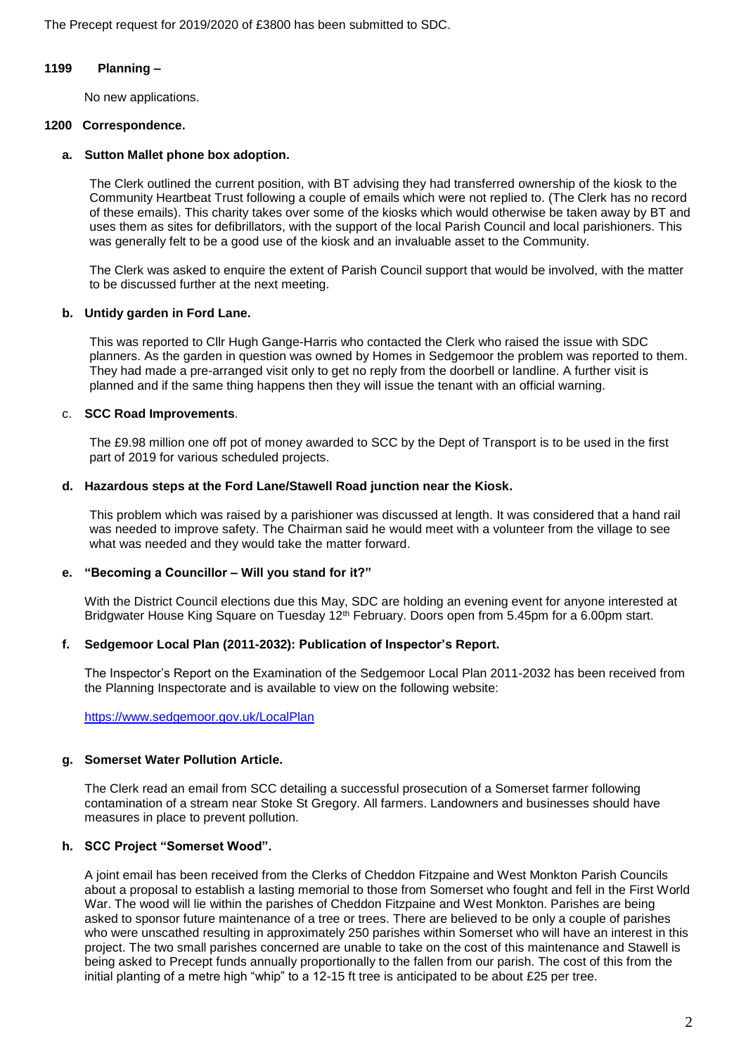The Precept request for 2019/2020 of £3800 has been submitted to SDC.

**1199 Planning –**

No new applications.

**1200 Correspondence.**

**a. Sutton Mallet phone box adoption.**

The Clerk outlined the current position, with BT advising they had transferred ownership of the kiosk to the Community Heartbeat Trust following a couple of emails which were not replied to. (The Clerk has no record of these emails). This charity takes over some of the kiosks which would otherwise be taken away by BT and uses them as sites for defibrillators, with the support of the local Parish Council and local parishioners. This was generally felt to be a good use of the kiosk and an invaluable asset to the Community.

The Clerk was asked to enquire the extent of Parish Council support that would be involved, with the matter to be discussed further at the next meeting.

**b. Untidy garden in Ford Lane.**

This was reported to Cllr Hugh Gange-Harris who contacted the Clerk who raised the issue with SDC planners. As the garden in question was owned by Homes in Sedgemoor the problem was reported to them. They had made a pre-arranged visit only to get no reply from the doorbell or landline. A further visit is planned and if the same thing happens then they will issue the tenant with an official warning.

c. **SCC Road Improvements**.

The £9.98 million one off pot of money awarded to SCC by the Dept of Transport is to be used in the first part of 2019 for various scheduled projects.

**d. Hazardous steps at the Ford Lane/Stawell Road junction near the Kiosk.**

This problem which was raised by a parishioner was discussed at length. It was considered that a hand rail was needed to improve safety. The Chairman said he would meet with a volunteer from the village to see what was needed and they would take the matter forward.

**e. "Becoming a Councillor – Will you stand for it?"**

With the District Council elections due this May, SDC are holding an evening event for anyone interested at Bridgwater House King Square on Tuesday 12th February. Doors open from 5.45pm for a 6.00pm start.

**f. Sedgemoor Local Plan (2011-2032): Publication of Inspector's Report.**

The Inspector's Report on the Examination of the Sedgemoor Local Plan 2011-2032 has been received from the Planning Inspectorate and is available to view on the following website:

https://www.sedgemoor.gov.uk/LocalPlan

**g. Somerset Water Pollution Article.**

The Clerk read an email from SCC detailing a successful prosecution of a Somerset farmer following contamination of a stream near Stoke St Gregory. All farmers. Landowners and businesses should have measures in place to prevent pollution.

**h. SCC Project "Somerset Wood".**

A joint email has been received from the Clerks of Cheddon Fitzpaine and West Monkton Parish Councils about a proposal to establish a lasting memorial to those from Somerset who fought and fell in the First World War. The wood will lie within the parishes of Cheddon Fitzpaine and West Monkton. Parishes are being asked to sponsor future maintenance of a tree or trees. There are believed to be only a couple of parishes who were unscathed resulting in approximately 250 parishes within Somerset who will have an interest in this project. The two small parishes concerned are unable to take on the cost of this maintenance and Stawell is being asked to Precept funds annually proportionally to the fallen from our parish. The cost of this from the initial planting of a metre high "whip" to a 12-15 ft tree is anticipated to be about £25 per tree.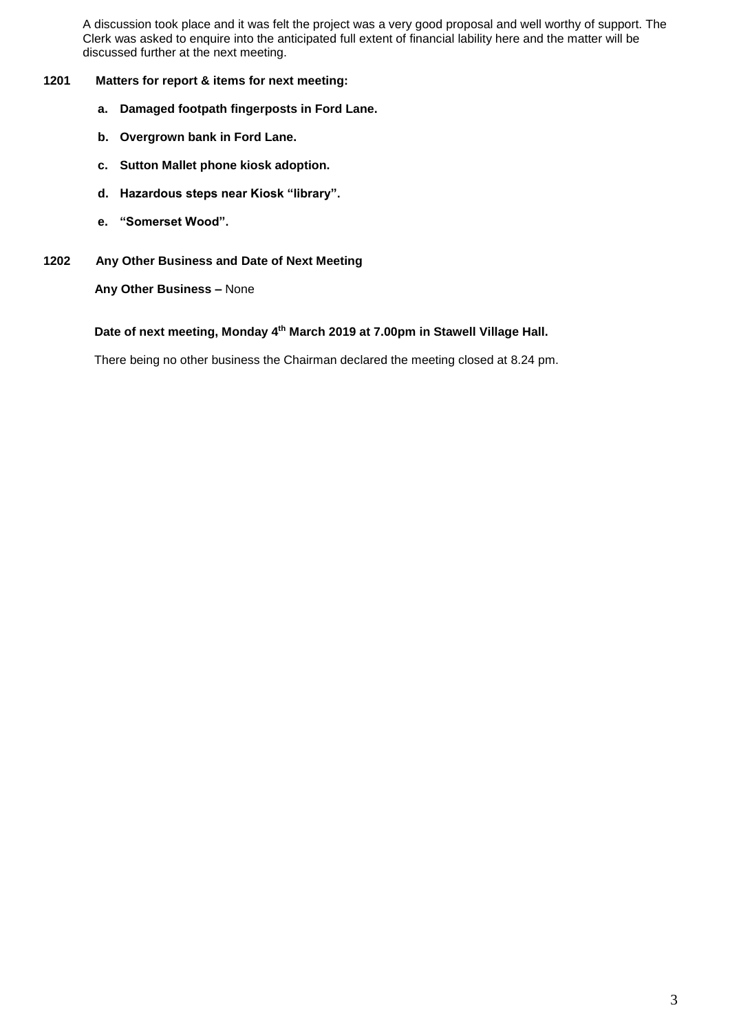A discussion took place and it was felt the project was a very good proposal and well worthy of support. The Clerk was asked to enquire into the anticipated full extent of financial lability here and the matter will be discussed further at the next meeting.

**1201 Matters for report & items for next meeting:**

**a. Damaged footpath fingerposts in Ford Lane.**

**b. Overgrown bank in Ford Lane.**

**c. Sutton Mallet phone kiosk adoption.**

**d. Hazardous steps near Kiosk "library".**

**e. "Somerset Wood".**

**1202 Any Other Business and Date of Next Meeting**

**Any Other Business –** None

**Date of next meeting, Monday 4th March 2019 at 7.00pm in Stawell Village Hall.**

There being no other business the Chairman declared the meeting closed at 8.24 pm.